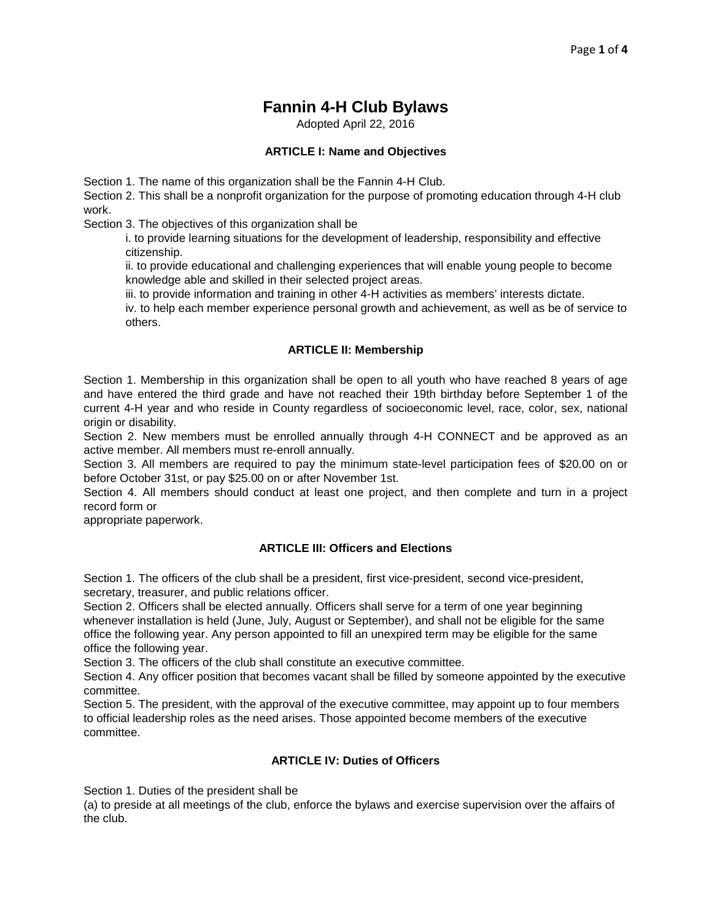# Fannin 4-H Club Bylaws

Adopted April 22, 2016

## ARTICLE I: Name and Objectives

Section 1. The name of this organization shall be the Fannin 4-H Club.
Section 2. This shall be a nonprofit organization for the purpose of promoting education through 4-H club work.
Section 3. The objectives of this organization shall be

i. to provide learning situations for the development of leadership, responsibility and effective citizenship.
ii. to provide educational and challenging experiences that will enable young people to become knowledge able and skilled in their selected project areas.
iii. to provide information and training in other 4-H activities as members' interests dictate.
iv. to help each member experience personal growth and achievement, as well as be of service to others.

## ARTICLE II: Membership

Section 1. Membership in this organization shall be open to all youth who have reached 8 years of age and have entered the third grade and have not reached their 19th birthday before September 1 of the current 4-H year and who reside in County regardless of socioeconomic level, race, color, sex, national origin or disability.
Section 2. New members must be enrolled annually through 4-H CONNECT and be approved as an active member. All members must re-enroll annually.
Section 3. All members are required to pay the minimum state-level participation fees of $20.00 on or before October 31st, or pay $25.00 on or after November 1st.
Section 4. All members should conduct at least one project, and then complete and turn in a project record form or
appropriate paperwork.

## ARTICLE III: Officers and Elections

Section 1. The officers of the club shall be a president, first vice-president, second vice-president, secretary, treasurer, and public relations officer.
Section 2. Officers shall be elected annually. Officers shall serve for a term of one year beginning whenever installation is held (June, July, August or September), and shall not be eligible for the same office the following year. Any person appointed to fill an unexpired term may be eligible for the same office the following year.
Section 3. The officers of the club shall constitute an executive committee.
Section 4. Any officer position that becomes vacant shall be filled by someone appointed by the executive committee.
Section 5. The president, with the approval of the executive committee, may appoint up to four members to official leadership roles as the need arises. Those appointed become members of the executive committee.

## ARTICLE IV: Duties of Officers

Section 1. Duties of the president shall be
(a) to preside at all meetings of the club, enforce the bylaws and exercise supervision over the affairs of the club.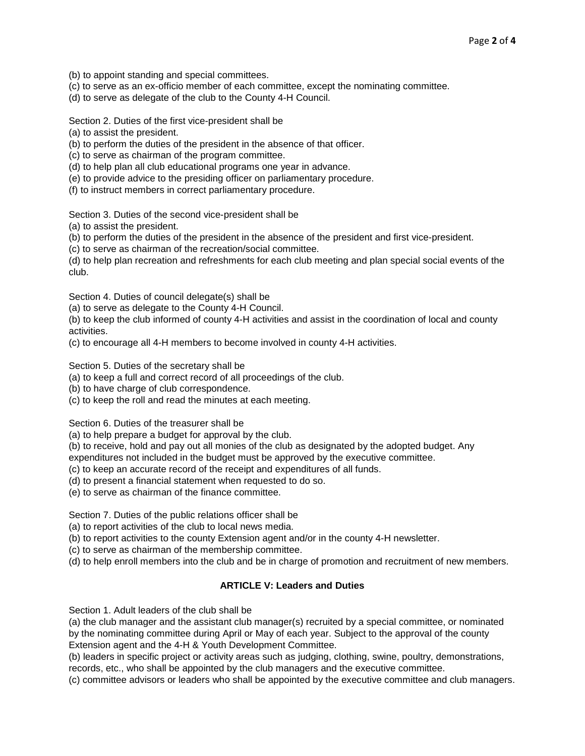(b) to appoint standing and special committees.
(c) to serve as an ex-officio member of each committee, except the nominating committee.
(d) to serve as delegate of the club to the County 4-H Council.

Section 2. Duties of the first vice-president shall be
(a) to assist the president.
(b) to perform the duties of the president in the absence of that officer.
(c) to serve as chairman of the program committee.
(d) to help plan all club educational programs one year in advance.
(e) to provide advice to the presiding officer on parliamentary procedure.
(f) to instruct members in correct parliamentary procedure.

Section 3. Duties of the second vice-president shall be
(a) to assist the president.
(b) to perform the duties of the president in the absence of the president and first vice-president.
(c) to serve as chairman of the recreation/social committee.
(d) to help plan recreation and refreshments for each club meeting and plan special social events of the club.

Section 4. Duties of council delegate(s) shall be
(a) to serve as delegate to the County 4-H Council.
(b) to keep the club informed of county 4-H activities and assist in the coordination of local and county activities.
(c) to encourage all 4-H members to become involved in county 4-H activities.

Section 5. Duties of the secretary shall be
(a) to keep a full and correct record of all proceedings of the club.
(b) to have charge of club correspondence.
(c) to keep the roll and read the minutes at each meeting.

Section 6. Duties of the treasurer shall be
(a) to help prepare a budget for approval by the club.
(b) to receive, hold and pay out all monies of the club as designated by the adopted budget. Any expenditures not included in the budget must be approved by the executive committee.
(c) to keep an accurate record of the receipt and expenditures of all funds.
(d) to present a financial statement when requested to do so.
(e) to serve as chairman of the finance committee.

Section 7. Duties of the public relations officer shall be
(a) to report activities of the club to local news media.
(b) to report activities to the county Extension agent and/or in the county 4-H newsletter.
(c) to serve as chairman of the membership committee.
(d) to help enroll members into the club and be in charge of promotion and recruitment of new members.

**ARTICLE V: Leaders and Duties**

Section 1. Adult leaders of the club shall be
(a) the club manager and the assistant club manager(s) recruited by a special committee, or nominated by the nominating committee during April or May of each year. Subject to the approval of the county Extension agent and the 4-H & Youth Development Committee.
(b) leaders in specific project or activity areas such as judging, clothing, swine, poultry, demonstrations, records, etc., who shall be appointed by the club managers and the executive committee.
(c) committee advisors or leaders who shall be appointed by the executive committee and club managers.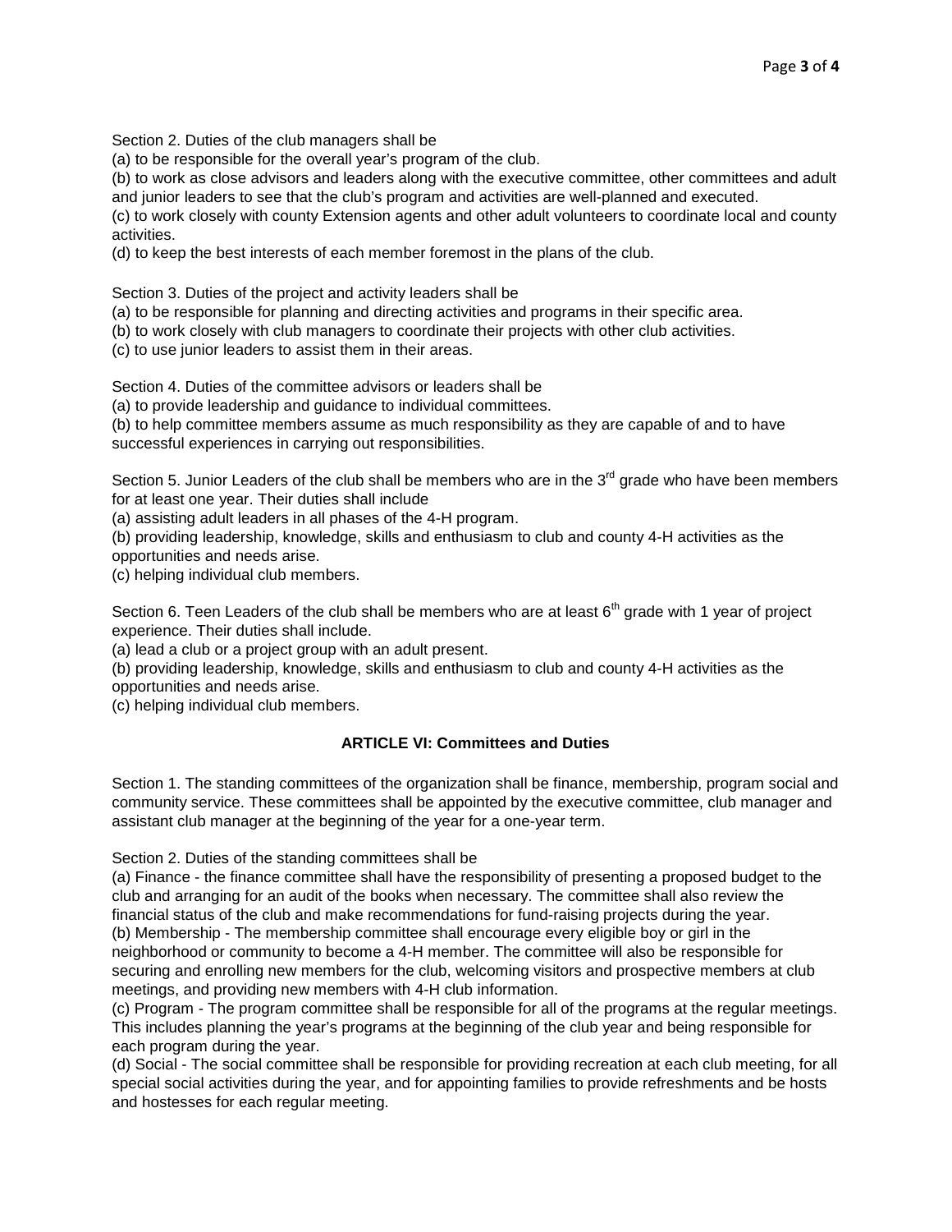Section 2. Duties of the club managers shall be
(a) to be responsible for the overall year's program of the club.
(b) to work as close advisors and leaders along with the executive committee, other committees and adult and junior leaders to see that the club's program and activities are well-planned and executed.
(c) to work closely with county Extension agents and other adult volunteers to coordinate local and county activities.
(d) to keep the best interests of each member foremost in the plans of the club.

Section 3. Duties of the project and activity leaders shall be
(a) to be responsible for planning and directing activities and programs in their specific area.
(b) to work closely with club managers to coordinate their projects with other club activities.
(c) to use junior leaders to assist them in their areas.

Section 4. Duties of the committee advisors or leaders shall be
(a) to provide leadership and guidance to individual committees.
(b) to help committee members assume as much responsibility as they are capable of and to have successful experiences in carrying out responsibilities.

Section 5. Junior Leaders of the club shall be members who are in the 3rd grade who have been members for at least one year. Their duties shall include
(a) assisting adult leaders in all phases of the 4-H program.
(b) providing leadership, knowledge, skills and enthusiasm to club and county 4-H activities as the opportunities and needs arise.
(c) helping individual club members.

Section 6. Teen Leaders of the club shall be members who are at least 6th grade with 1 year of project experience. Their duties shall include.
(a) lead a club or a project group with an adult present.
(b) providing leadership, knowledge, skills and enthusiasm to club and county 4-H activities as the opportunities and needs arise.
(c) helping individual club members.

## ARTICLE VI: Committees and Duties

Section 1. The standing committees of the organization shall be finance, membership, program social and community service. These committees shall be appointed by the executive committee, club manager and assistant club manager at the beginning of the year for a one-year term.

Section 2. Duties of the standing committees shall be
(a) Finance - the finance committee shall have the responsibility of presenting a proposed budget to the club and arranging for an audit of the books when necessary. The committee shall also review the financial status of the club and make recommendations for fund-raising projects during the year.
(b) Membership - The membership committee shall encourage every eligible boy or girl in the neighborhood or community to become a 4-H member. The committee will also be responsible for securing and enrolling new members for the club, welcoming visitors and prospective members at club meetings, and providing new members with 4-H club information.
(c) Program - The program committee shall be responsible for all of the programs at the regular meetings. This includes planning the year's programs at the beginning of the club year and being responsible for each program during the year.
(d) Social - The social committee shall be responsible for providing recreation at each club meeting, for all special social activities during the year, and for appointing families to provide refreshments and be hosts and hostesses for each regular meeting.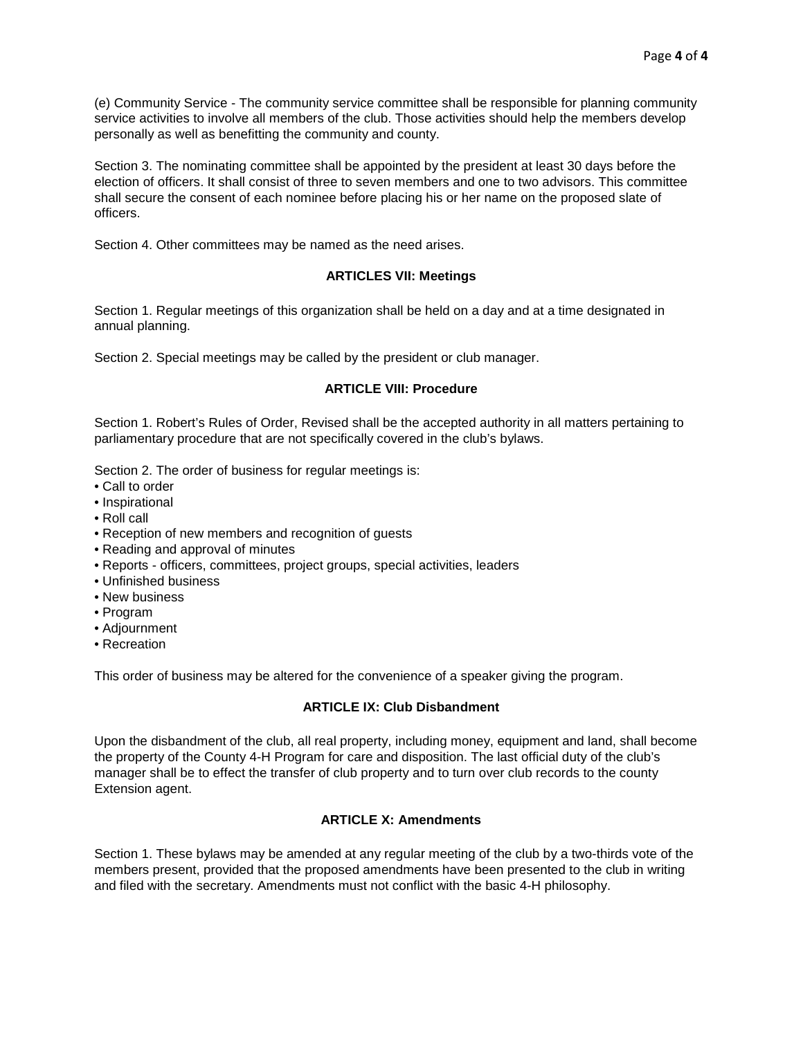(e) Community Service - The community service committee shall be responsible for planning community service activities to involve all members of the club. Those activities should help the members develop personally as well as benefitting the community and county.

Section 3. The nominating committee shall be appointed by the president at least 30 days before the election of officers. It shall consist of three to seven members and one to two advisors. This committee shall secure the consent of each nominee before placing his or her name on the proposed slate of officers.

Section 4. Other committees may be named as the need arises.

## ARTICLES VII: Meetings

Section 1. Regular meetings of this organization shall be held on a day and at a time designated in annual planning.

Section 2. Special meetings may be called by the president or club manager.

## ARTICLE VIII: Procedure

Section 1. Robert's Rules of Order, Revised shall be the accepted authority in all matters pertaining to parliamentary procedure that are not specifically covered in the club's bylaws.

Section 2. The order of business for regular meetings is:

- Call to order
- Inspirational
- Roll call
- Reception of new members and recognition of guests
- Reading and approval of minutes
- Reports - officers, committees, project groups, special activities, leaders
- Unfinished business
- New business
- Program
- Adjournment
- Recreation

This order of business may be altered for the convenience of a speaker giving the program.

## ARTICLE IX: Club Disbandment

Upon the disbandment of the club, all real property, including money, equipment and land, shall become the property of the County 4-H Program for care and disposition. The last official duty of the club's manager shall be to effect the transfer of club property and to turn over club records to the county Extension agent.

## ARTICLE X: Amendments

Section 1. These bylaws may be amended at any regular meeting of the club by a two-thirds vote of the members present, provided that the proposed amendments have been presented to the club in writing and filed with the secretary. Amendments must not conflict with the basic 4-H philosophy.